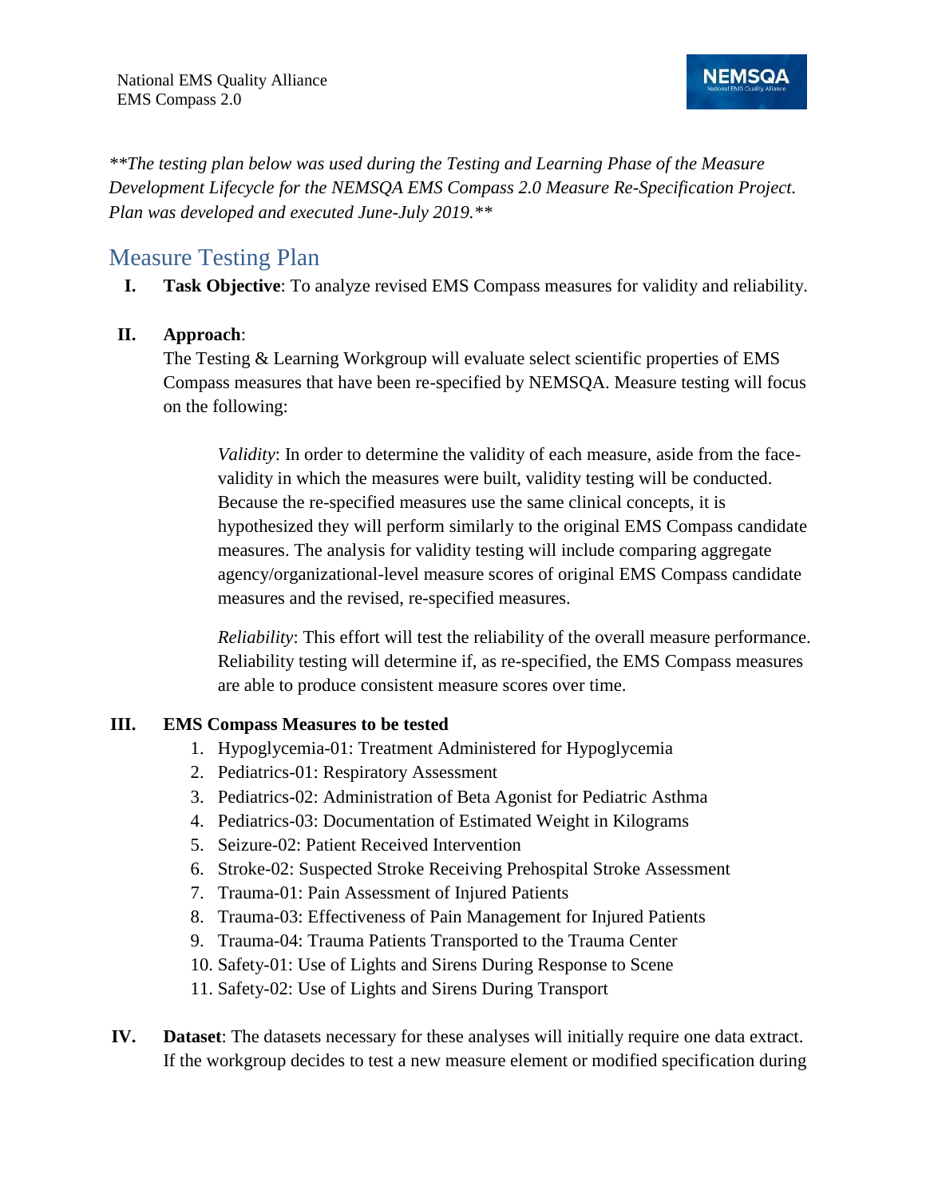National EMS Quality Alliance
EMS Compass 2.0

*\*\*The testing plan below was used during the Testing and Learning Phase of the Measure Development Lifecycle for the NEMSQA EMS Compass 2.0 Measure Re-Specification Project. Plan was developed and executed June-July 2019.\*\**

# Measure Testing Plan

**I. Task Objective**: To analyze revised EMS Compass measures for validity and reliability.

**II. Approach**:

The Testing & Learning Workgroup will evaluate select scientific properties of EMS Compass measures that have been re-specified by NEMSQA. Measure testing will focus on the following:

*Validity*: In order to determine the validity of each measure, aside from the face-validity in which the measures were built, validity testing will be conducted. Because the re-specified measures use the same clinical concepts, it is hypothesized they will perform similarly to the original EMS Compass candidate measures. The analysis for validity testing will include comparing aggregate agency/organizational-level measure scores of original EMS Compass candidate measures and the revised, re-specified measures.

*Reliability*: This effort will test the reliability of the overall measure performance. Reliability testing will determine if, as re-specified, the EMS Compass measures are able to produce consistent measure scores over time.

**III. EMS Compass Measures to be tested**

1. Hypoglycemia-01: Treatment Administered for Hypoglycemia
2. Pediatrics-01: Respiratory Assessment
3. Pediatrics-02: Administration of Beta Agonist for Pediatric Asthma
4. Pediatrics-03: Documentation of Estimated Weight in Kilograms
5. Seizure-02: Patient Received Intervention
6. Stroke-02: Suspected Stroke Receiving Prehospital Stroke Assessment
7. Trauma-01: Pain Assessment of Injured Patients
8. Trauma-03: Effectiveness of Pain Management for Injured Patients
9. Trauma-04: Trauma Patients Transported to the Trauma Center
10. Safety-01: Use of Lights and Sirens During Response to Scene
11. Safety-02: Use of Lights and Sirens During Transport

**IV. Dataset**: The datasets necessary for these analyses will initially require one data extract. If the workgroup decides to test a new measure element or modified specification during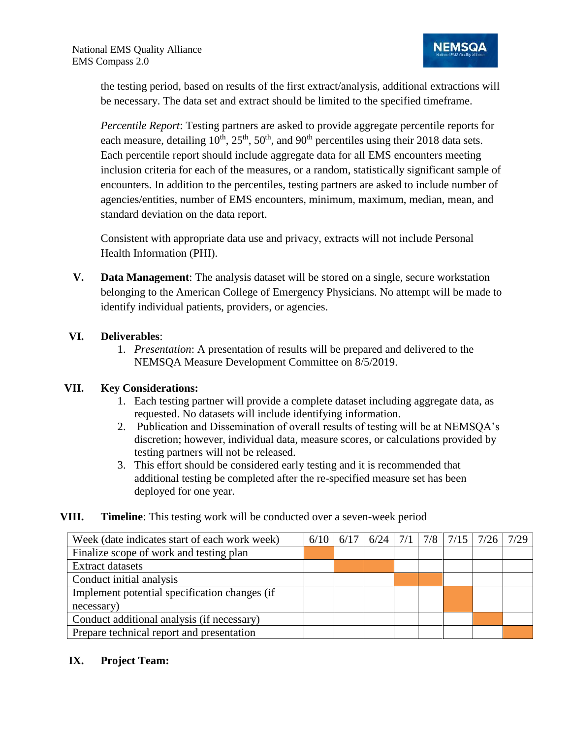the testing period, based on results of the first extract/analysis, additional extractions will be necessary. The data set and extract should be limited to the specified timeframe.

*Percentile Report*: Testing partners are asked to provide aggregate percentile reports for each measure, detailing 10th, 25th, 50th, and 90th percentiles using their 2018 data sets. Each percentile report should include aggregate data for all EMS encounters meeting inclusion criteria for each of the measures, or a random, statistically significant sample of encounters. In addition to the percentiles, testing partners are asked to include number of agencies/entities, number of EMS encounters, minimum, maximum, median, mean, and standard deviation on the data report.

Consistent with appropriate data use and privacy, extracts will not include Personal Health Information (PHI).

**V. Data Management**: The analysis dataset will be stored on a single, secure workstation belonging to the American College of Emergency Physicians. No attempt will be made to identify individual patients, providers, or agencies.

**VI. Deliverables**:

1. *Presentation*: A presentation of results will be prepared and delivered to the NEMSQA Measure Development Committee on 8/5/2019.

**VII. Key Considerations:**

1. Each testing partner will provide a complete dataset including aggregate data, as requested. No datasets will include identifying information.
2. Publication and Dissemination of overall results of testing will be at NEMSQA's discretion; however, individual data, measure scores, or calculations provided by testing partners will not be released.
3. This effort should be considered early testing and it is recommended that additional testing be completed after the re-specified measure set has been deployed for one year.

**VIII. Timeline**: This testing work will be conducted over a seven-week period

| Week (date indicates start of each work week) | 6/10 | 6/17 | 6/24 | 7/1 | 7/8 | 7/15 | 7/26 | 7/29 |
|---|---|---|---|---|---|---|---|---|
| Finalize scope of work and testing plan | ■ | | | | | | | |
| Extract datasets | | ■ | ■ | | | | | |
| Conduct initial analysis | | | | ■ | ■ | | | |
| Implement potential specification changes (if necessary) | | | | | | ■ | | |
| Conduct additional analysis (if necessary) | | | | | | | ■ | |
| Prepare technical report and presentation | | | | | | | | ■ |

**IX. Project Team:**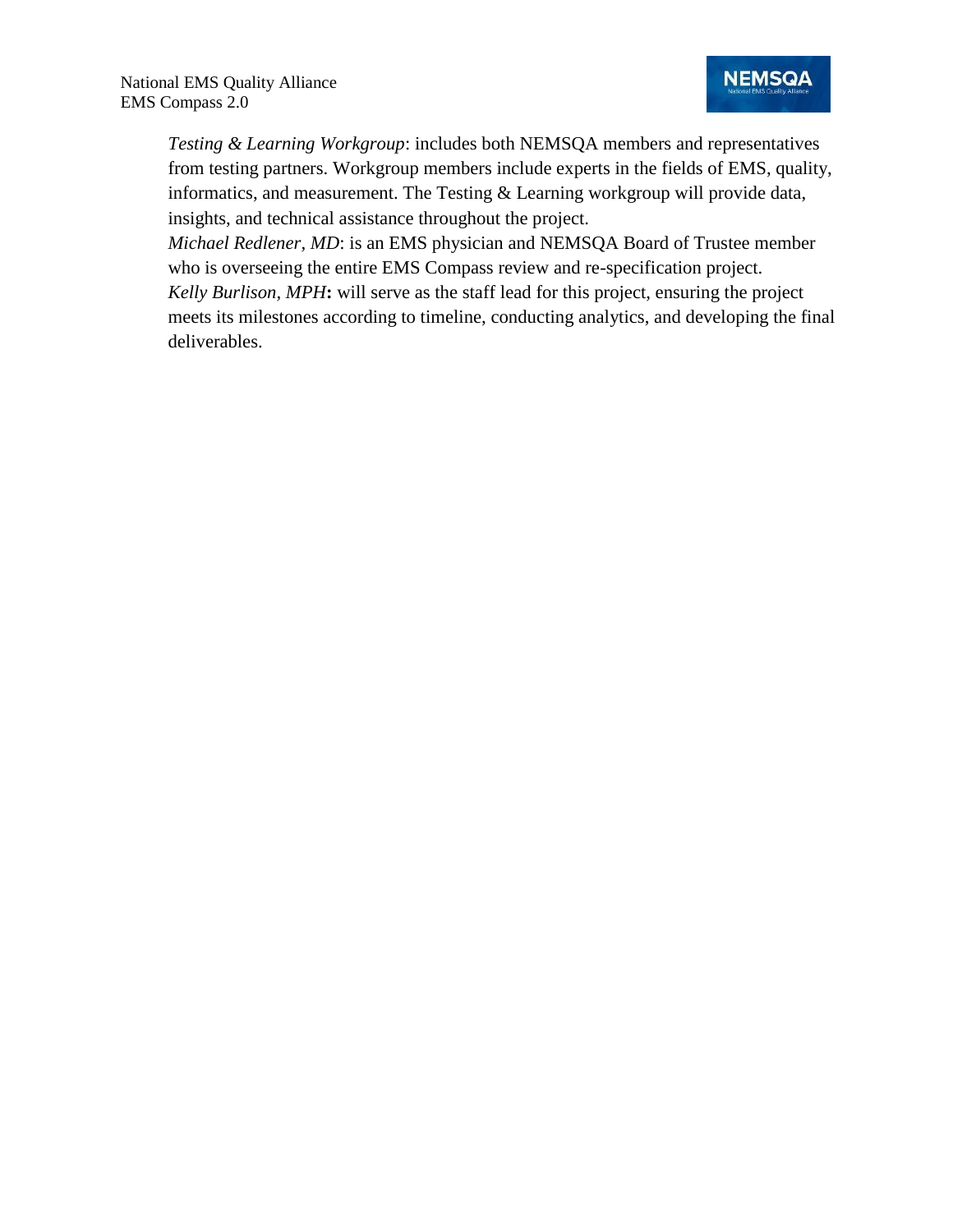*Testing & Learning Workgroup*: includes both NEMSQA members and representatives from testing partners. Workgroup members include experts in the fields of EMS, quality, informatics, and measurement. The Testing & Learning workgroup will provide data, insights, and technical assistance throughout the project.

*Michael Redlener, MD*: is an EMS physician and NEMSQA Board of Trustee member who is overseeing the entire EMS Compass review and re-specification project.

*Kelly Burlison, MPH*: will serve as the staff lead for this project, ensuring the project meets its milestones according to timeline, conducting analytics, and developing the final deliverables.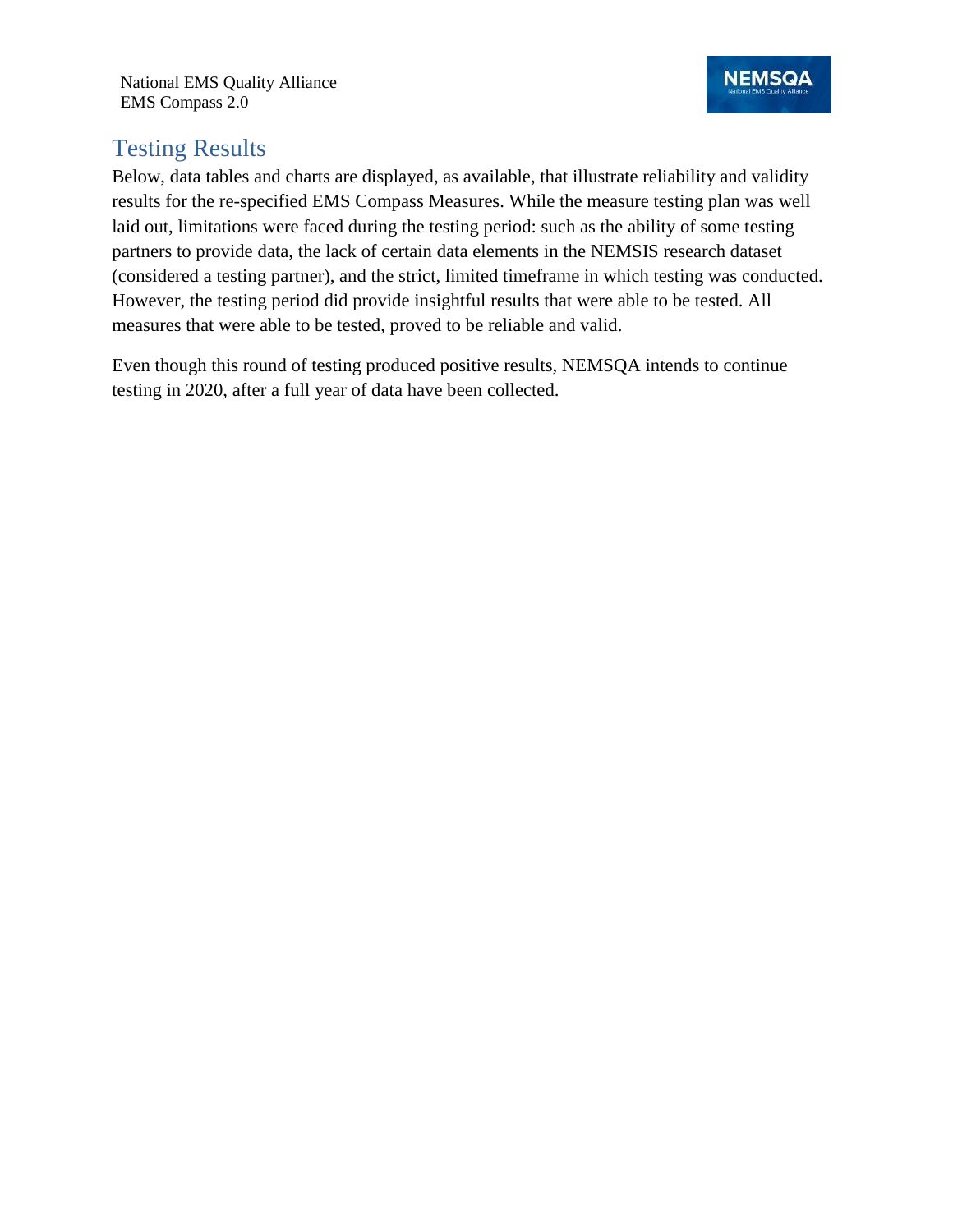## Testing Results

Below, data tables and charts are displayed, as available, that illustrate reliability and validity results for the re-specified EMS Compass Measures. While the measure testing plan was well laid out, limitations were faced during the testing period: such as the ability of some testing partners to provide data, the lack of certain data elements in the NEMSIS research dataset (considered a testing partner), and the strict, limited timeframe in which testing was conducted. However, the testing period did provide insightful results that were able to be tested. All measures that were able to be tested, proved to be reliable and valid.

Even though this round of testing produced positive results, NEMSQA intends to continue testing in 2020, after a full year of data have been collected.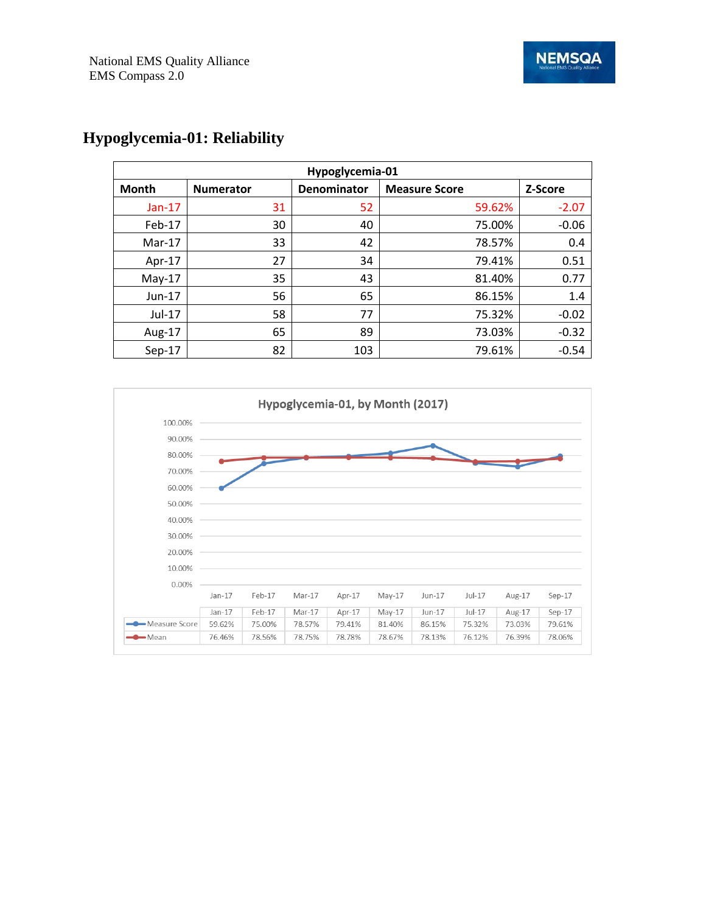# Hypoglycemia-01: Reliability

| Hypoglycemia-01 | | | | |
|---|---|---|---|---|
| Month | Numerator | Denominator | Measure Score | Z-Score |
| Jan-17 | 31 | 52 | 59.62% | -2.07 |
| Feb-17 | 30 | 40 | 75.00% | -0.06 |
| Mar-17 | 33 | 42 | 78.57% | 0.4 |
| Apr-17 | 27 | 34 | 79.41% | 0.51 |
| May-17 | 35 | 43 | 81.40% | 0.77 |
| Jun-17 | 56 | 65 | 86.15% | 1.4 |
| Jul-17 | 58 | 77 | 75.32% | -0.02 |
| Aug-17 | 65 | 89 | 73.03% | -0.32 |
| Sep-17 | 82 | 103 | 79.61% | -0.54 |

Hypoglycemia-01, by Month (2017)

| | Jan-17 | Feb-17 | Mar-17 | Apr-17 | May-17 | Jun-17 | Jul-17 | Aug-17 | Sep-17 |
|---|---|---|---|---|---|---|---|---|---|
| Measure Score | 59.62% | 75.00% | 78.57% | 79.41% | 81.40% | 86.15% | 75.32% | 73.03% | 79.61% |
| Mean | 76.46% | 78.56% | 78.75% | 78.78% | 78.67% | 78.13% | 76.12% | 76.39% | 78.06% |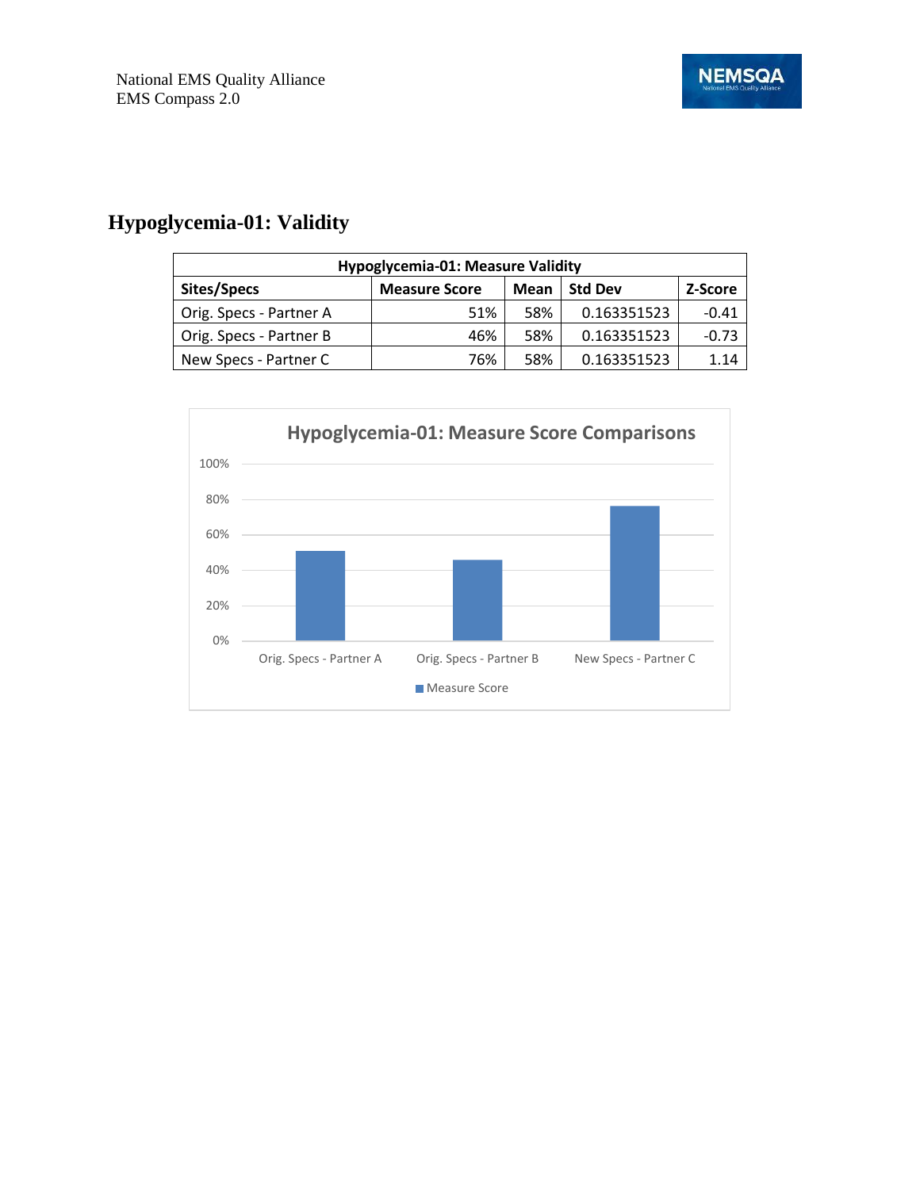## Hypoglycemia-01: Validity

| Hypoglycemia-01: Measure Validity | | | | |
|---|---|---|---|---|
| **Sites/Specs** | **Measure Score** | **Mean** | **Std Dev** | **Z-Score** |
| Orig. Specs - Partner A | 51% | 58% | 0.163351523 | -0.41 |
| Orig. Specs - Partner B | 46% | 58% | 0.163351523 | -0.73 |
| New Specs - Partner C | 76% | 58% | 0.163351523 | 1.14 |

**Hypoglycemia-01: Measure Score Comparisons**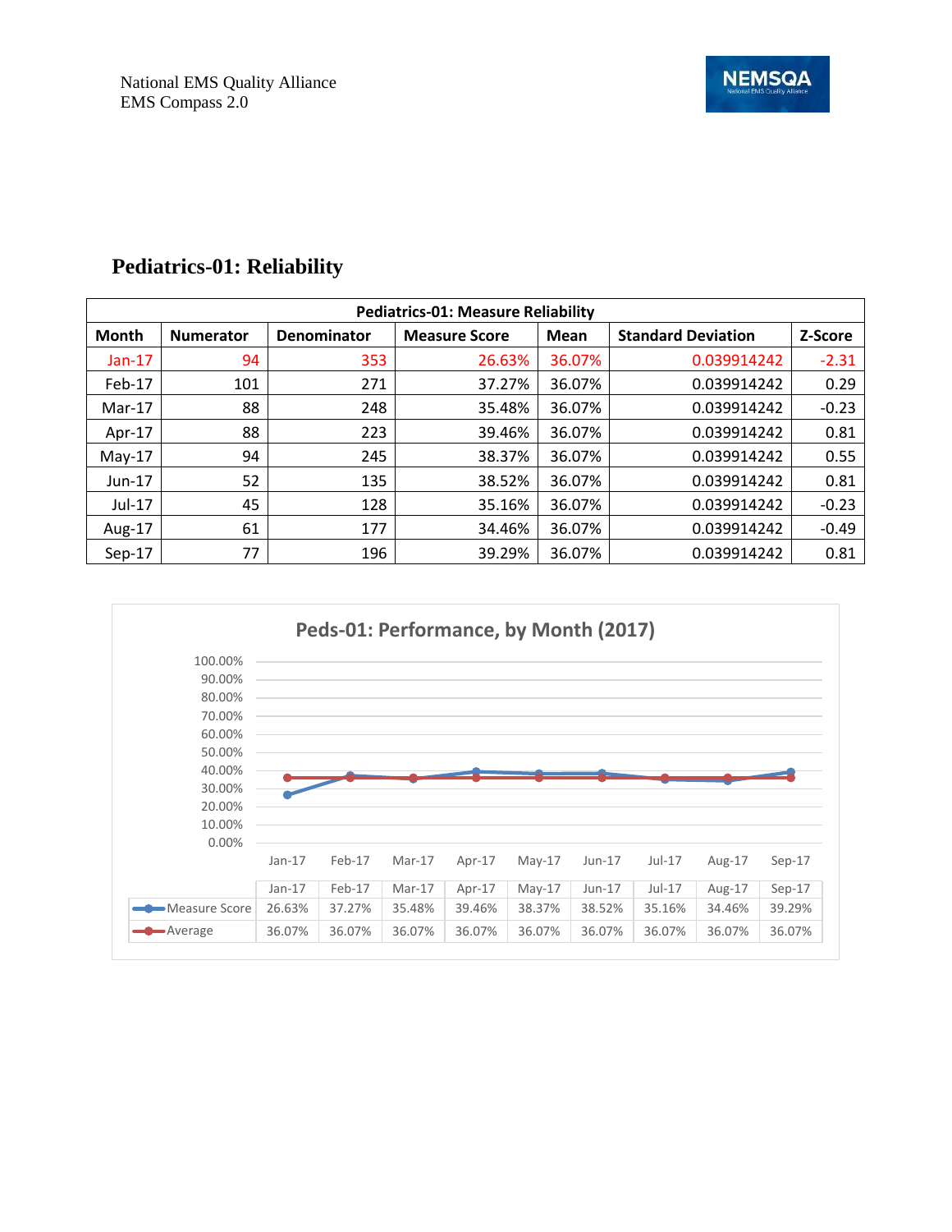National EMS Quality Alliance
EMS Compass 2.0

## Pediatrics-01: Reliability

| Pediatrics-01: Measure Reliability | | | | | | |
|---|---|---|---|---|---|---|
| Month | Numerator | Denominator | Measure Score | Mean | Standard Deviation | Z-Score |
| Jan-17 | 94 | 353 | 26.63% | 36.07% | 0.039914242 | -2.31 |
| Feb-17 | 101 | 271 | 37.27% | 36.07% | 0.039914242 | 0.29 |
| Mar-17 | 88 | 248 | 35.48% | 36.07% | 0.039914242 | -0.23 |
| Apr-17 | 88 | 223 | 39.46% | 36.07% | 0.039914242 | 0.81 |
| May-17 | 94 | 245 | 38.37% | 36.07% | 0.039914242 | 0.55 |
| Jun-17 | 52 | 135 | 38.52% | 36.07% | 0.039914242 | 0.81 |
| Jul-17 | 45 | 128 | 35.16% | 36.07% | 0.039914242 | -0.23 |
| Aug-17 | 61 | 177 | 34.46% | 36.07% | 0.039914242 | -0.49 |
| Sep-17 | 77 | 196 | 39.29% | 36.07% | 0.039914242 | 0.81 |

**Peds-01: Performance, by Month (2017)**

| | Jan-17 | Feb-17 | Mar-17 | Apr-17 | May-17 | Jun-17 | Jul-17 | Aug-17 | Sep-17 |
|---|---|---|---|---|---|---|---|---|---|
| Measure Score | 26.63% | 37.27% | 35.48% | 39.46% | 38.37% | 38.52% | 35.16% | 34.46% | 39.29% |
| Average | 36.07% | 36.07% | 36.07% | 36.07% | 36.07% | 36.07% | 36.07% | 36.07% | 36.07% |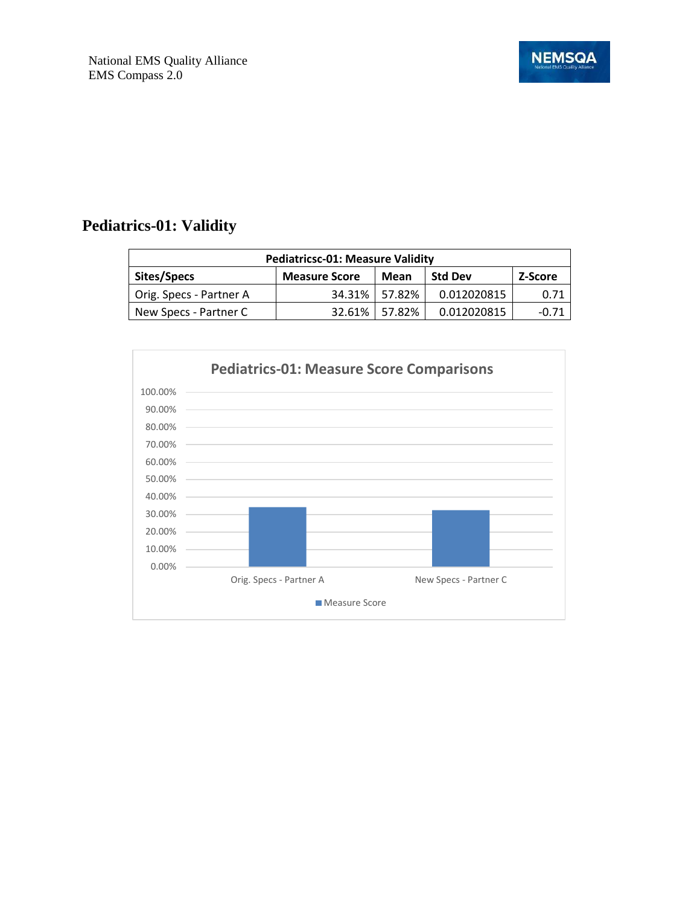# Pediatrics-01: Validity

| Pediatricsc-01: Measure Validity | | | | |
|---|---|---|---|---|
| **Sites/Specs** | **Measure Score** | **Mean** | **Std Dev** | **Z-Score** |
| Orig. Specs - Partner A | 34.31% | 57.82% | 0.012020815 | 0.71 |
| New Specs - Partner C | 32.61% | 57.82% | 0.012020815 | -0.71 |

**Pediatrics-01: Measure Score Comparisons**

| | Measure Score |
|---|---|
| Orig. Specs - Partner A | 34.31% |
| New Specs - Partner C | 32.61% |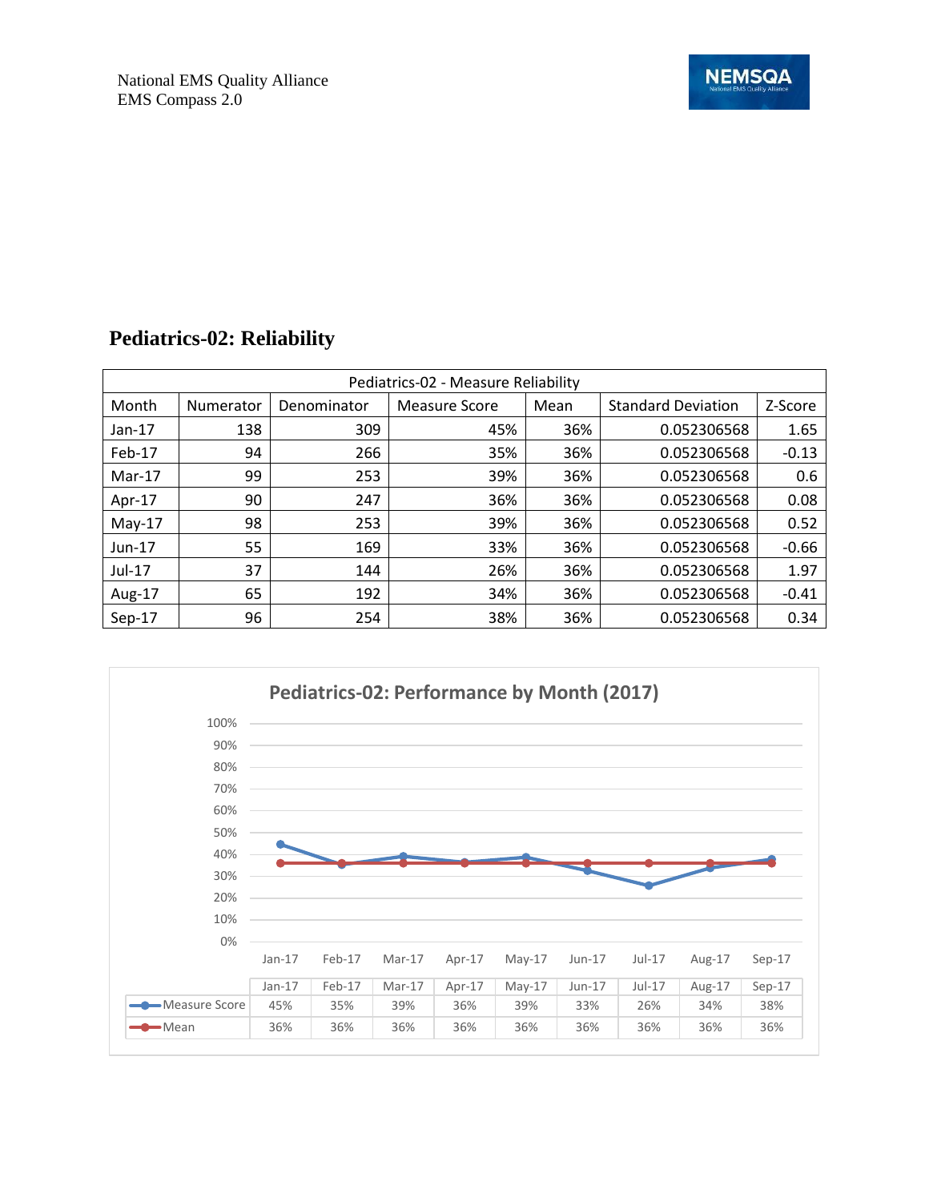## Pediatrics-02: Reliability

| Pediatrics-02 - Measure Reliability | | | | | | |
|---|---|---|---|---|---|---|
| Month | Numerator | Denominator | Measure Score | Mean | Standard Deviation | Z-Score |
| Jan-17 | 138 | 309 | 45% | 36% | 0.052306568 | 1.65 |
| Feb-17 | 94 | 266 | 35% | 36% | 0.052306568 | -0.13 |
| Mar-17 | 99 | 253 | 39% | 36% | 0.052306568 | 0.6 |
| Apr-17 | 90 | 247 | 36% | 36% | 0.052306568 | 0.08 |
| May-17 | 98 | 253 | 39% | 36% | 0.052306568 | 0.52 |
| Jun-17 | 55 | 169 | 33% | 36% | 0.052306568 | -0.66 |
| Jul-17 | 37 | 144 | 26% | 36% | 0.052306568 | 1.97 |
| Aug-17 | 65 | 192 | 34% | 36% | 0.052306568 | -0.41 |
| Sep-17 | 96 | 254 | 38% | 36% | 0.052306568 | 0.34 |

**Pediatrics-02: Performance by Month (2017)**

| | Jan-17 | Feb-17 | Mar-17 | Apr-17 | May-17 | Jun-17 | Jul-17 | Aug-17 | Sep-17 |
|---|---|---|---|---|---|---|---|---|---|
| Measure Score | 45% | 35% | 39% | 36% | 39% | 33% | 26% | 34% | 38% |
| Mean | 36% | 36% | 36% | 36% | 36% | 36% | 36% | 36% | 36% |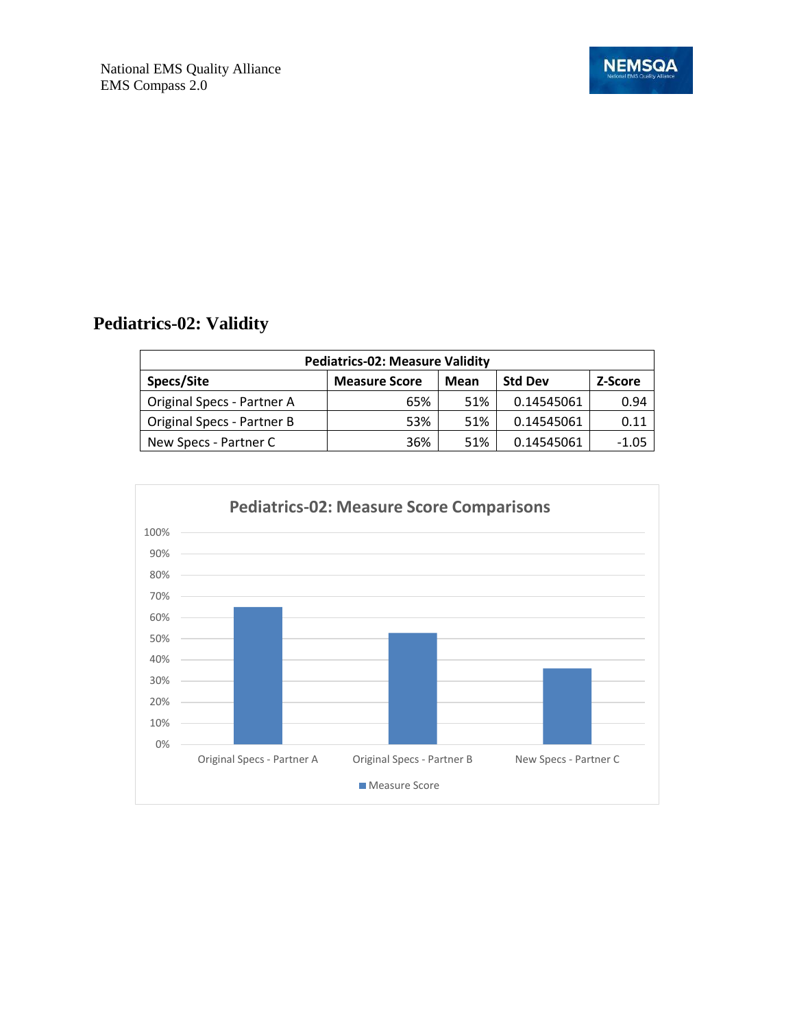## Pediatrics-02: Validity

| Pediatrics-02: Measure Validity | | | | |
|---|---|---|---|---|
| Specs/Site | Measure Score | Mean | Std Dev | Z-Score |
| Original Specs - Partner A | 65% | 51% | 0.14545061 | 0.94 |
| Original Specs - Partner B | 53% | 51% | 0.14545061 | 0.11 |
| New Specs - Partner C | 36% | 51% | 0.14545061 | -1.05 |

**Pediatrics-02: Measure Score Comparisons**

| | Measure Score |
|---|---|
| Original Specs - Partner A | 65% |
| Original Specs - Partner B | 53% |
| New Specs - Partner C | 36% |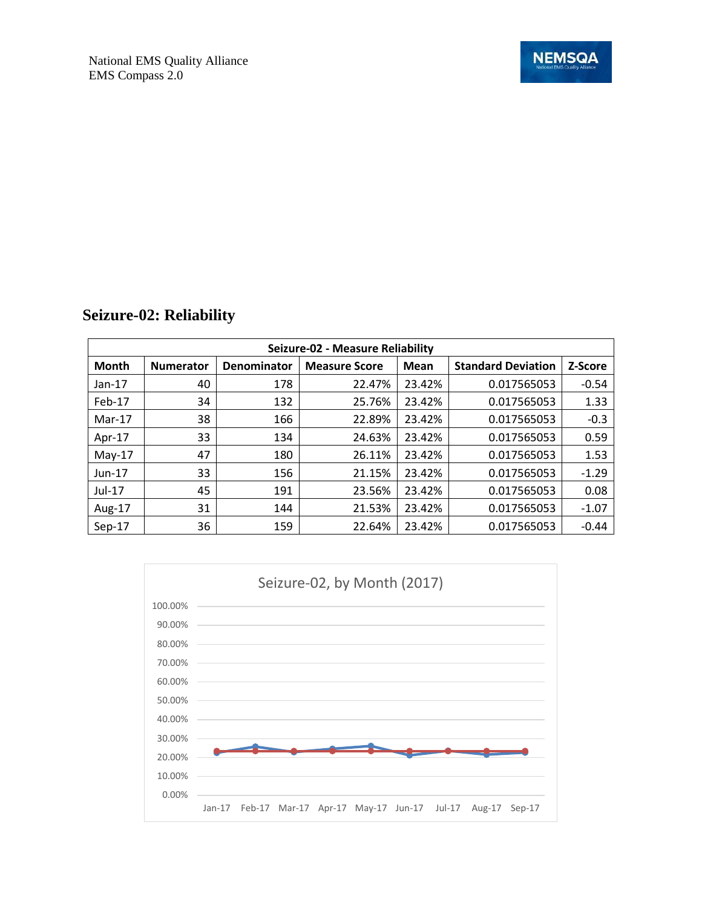## Seizure-02: Reliability

| Seizure-02 - Measure Reliability | | | | | | |
|---|---|---|---|---|---|---|
| Month | Numerator | Denominator | Measure Score | Mean | Standard Deviation | Z-Score |
| Jan-17 | 40 | 178 | 22.47% | 23.42% | 0.017565053 | -0.54 |
| Feb-17 | 34 | 132 | 25.76% | 23.42% | 0.017565053 | 1.33 |
| Mar-17 | 38 | 166 | 22.89% | 23.42% | 0.017565053 | -0.3 |
| Apr-17 | 33 | 134 | 24.63% | 23.42% | 0.017565053 | 0.59 |
| May-17 | 47 | 180 | 26.11% | 23.42% | 0.017565053 | 1.53 |
| Jun-17 | 33 | 156 | 21.15% | 23.42% | 0.017565053 | -1.29 |
| Jul-17 | 45 | 191 | 23.56% | 23.42% | 0.017565053 | 0.08 |
| Aug-17 | 31 | 144 | 21.53% | 23.42% | 0.017565053 | -1.07 |
| Sep-17 | 36 | 159 | 22.64% | 23.42% | 0.017565053 | -0.44 |

Seizure-02, by Month (2017)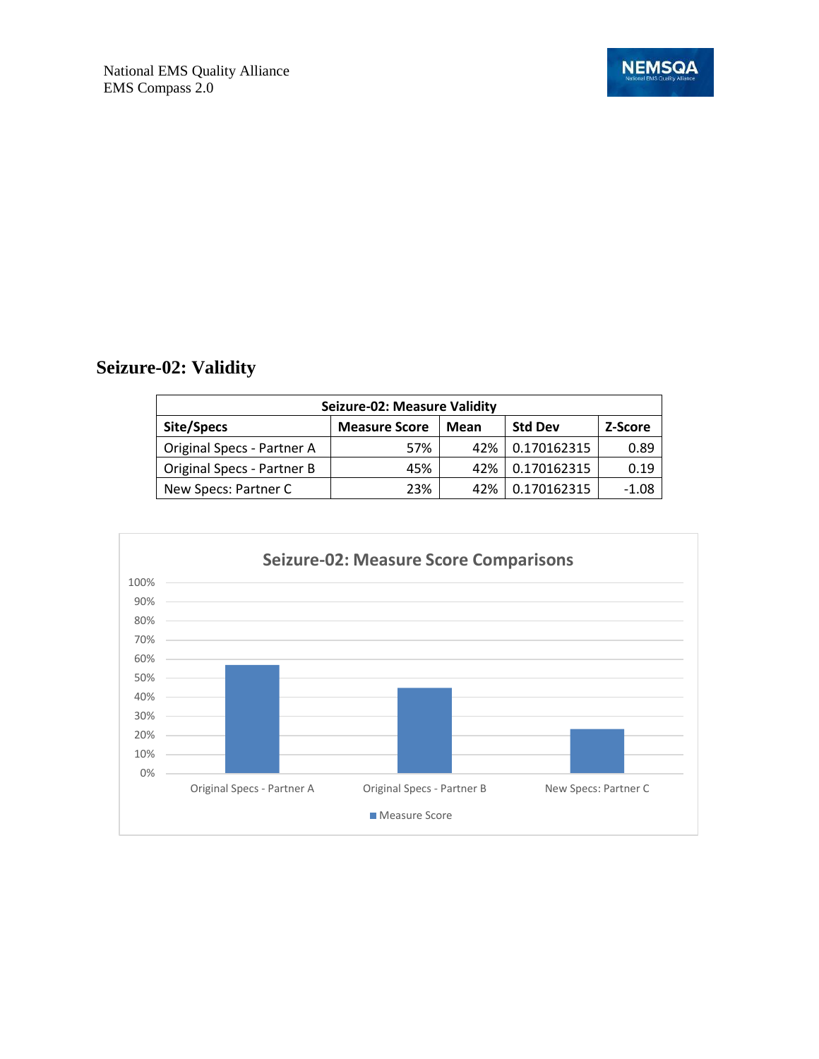## Seizure-02: Validity

| Seizure-02: Measure Validity | | | | |
|---|---|---|---|---|
| **Site/Specs** | **Measure Score** | **Mean** | **Std Dev** | **Z-Score** |
| Original Specs - Partner A | 57% | 42% | 0.170162315 | 0.89 |
| Original Specs - Partner B | 45% | 42% | 0.170162315 | 0.19 |
| New Specs: Partner C | 23% | 42% | 0.170162315 | -1.08 |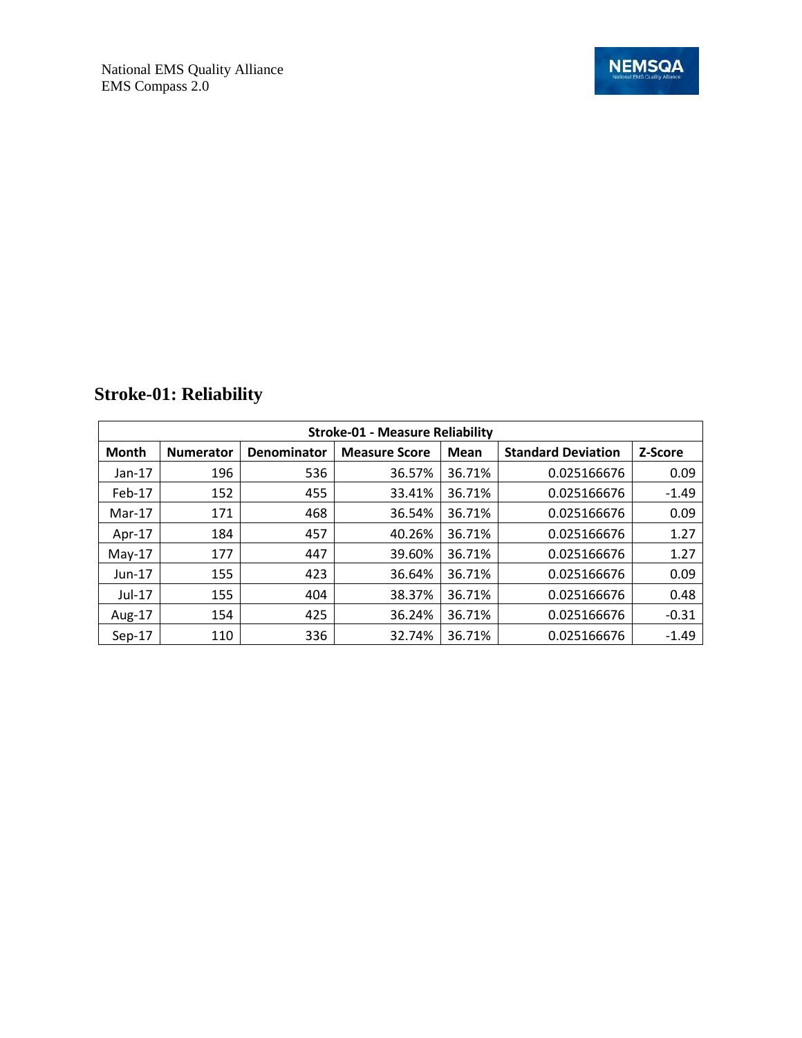## Stroke-01: Reliability

| Stroke-01 - Measure Reliability | | | | | | |
|---|---|---|---|---|---|---|
| Month | Numerator | Denominator | Measure Score | Mean | Standard Deviation | Z-Score |
| Jan-17 | 196 | 536 | 36.57% | 36.71% | 0.025166676 | 0.09 |
| Feb-17 | 152 | 455 | 33.41% | 36.71% | 0.025166676 | -1.49 |
| Mar-17 | 171 | 468 | 36.54% | 36.71% | 0.025166676 | 0.09 |
| Apr-17 | 184 | 457 | 40.26% | 36.71% | 0.025166676 | 1.27 |
| May-17 | 177 | 447 | 39.60% | 36.71% | 0.025166676 | 1.27 |
| Jun-17 | 155 | 423 | 36.64% | 36.71% | 0.025166676 | 0.09 |
| Jul-17 | 155 | 404 | 38.37% | 36.71% | 0.025166676 | 0.48 |
| Aug-17 | 154 | 425 | 36.24% | 36.71% | 0.025166676 | -0.31 |
| Sep-17 | 110 | 336 | 32.74% | 36.71% | 0.025166676 | -1.49 |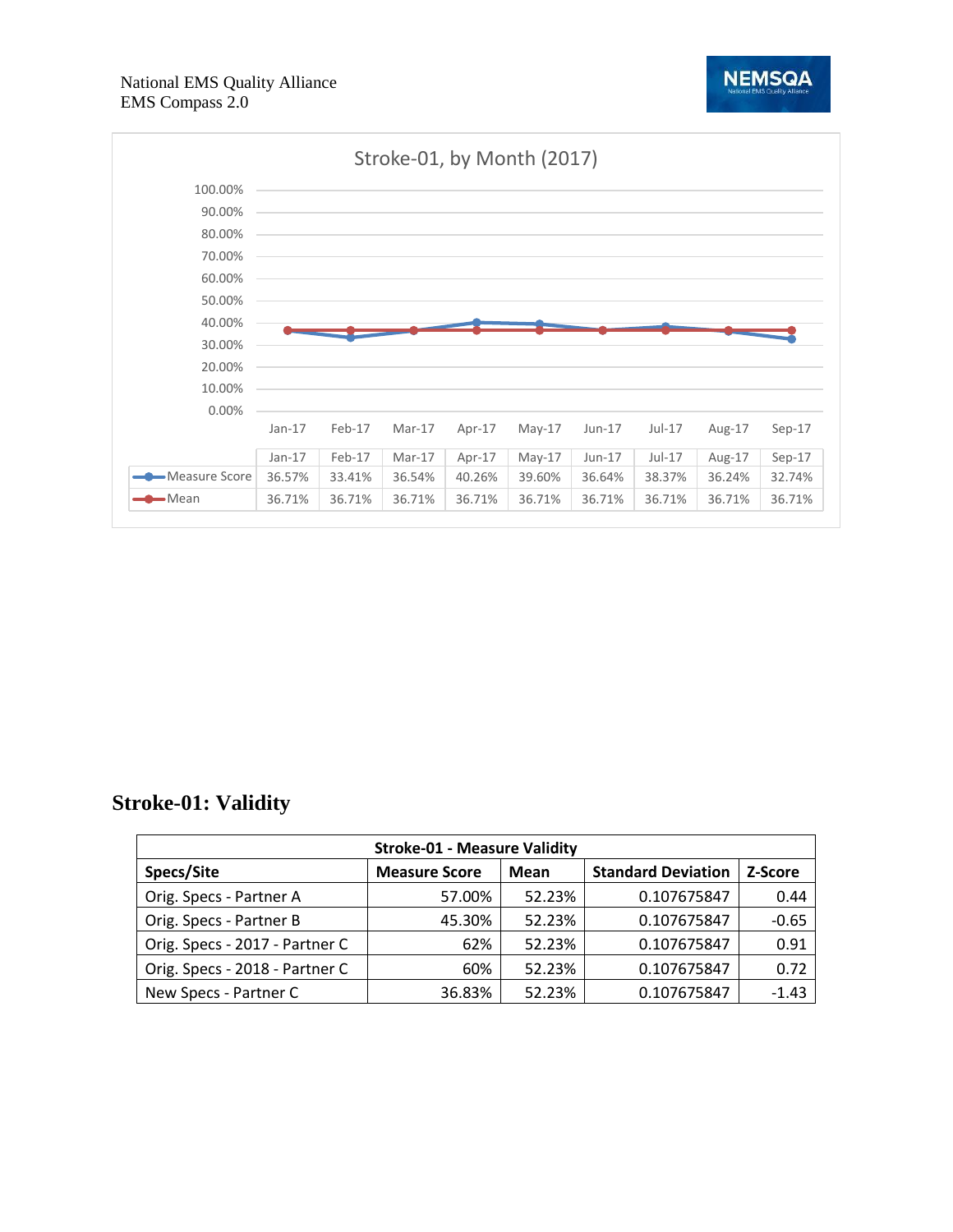Stroke-01, by Month (2017)

| | Jan-17 | Feb-17 | Mar-17 | Apr-17 | May-17 | Jun-17 | Jul-17 | Aug-17 | Sep-17 |
|---|---|---|---|---|---|---|---|---|---|
| Measure Score | 36.57% | 33.41% | 36.54% | 40.26% | 39.60% | 36.64% | 38.37% | 36.24% | 32.74% |
| Mean | 36.71% | 36.71% | 36.71% | 36.71% | 36.71% | 36.71% | 36.71% | 36.71% | 36.71% |

## Stroke-01: Validity

| Stroke-01 - Measure Validity | | | | |
|---|---|---|---|---|
| **Specs/Site** | **Measure Score** | **Mean** | **Standard Deviation** | **Z-Score** |
| Orig. Specs - Partner A | 57.00% | 52.23% | 0.107675847 | 0.44 |
| Orig. Specs - Partner B | 45.30% | 52.23% | 0.107675847 | -0.65 |
| Orig. Specs - 2017 - Partner C | 62% | 52.23% | 0.107675847 | 0.91 |
| Orig. Specs - 2018 - Partner C | 60% | 52.23% | 0.107675847 | 0.72 |
| New Specs - Partner C | 36.83% | 52.23% | 0.107675847 | -1.43 |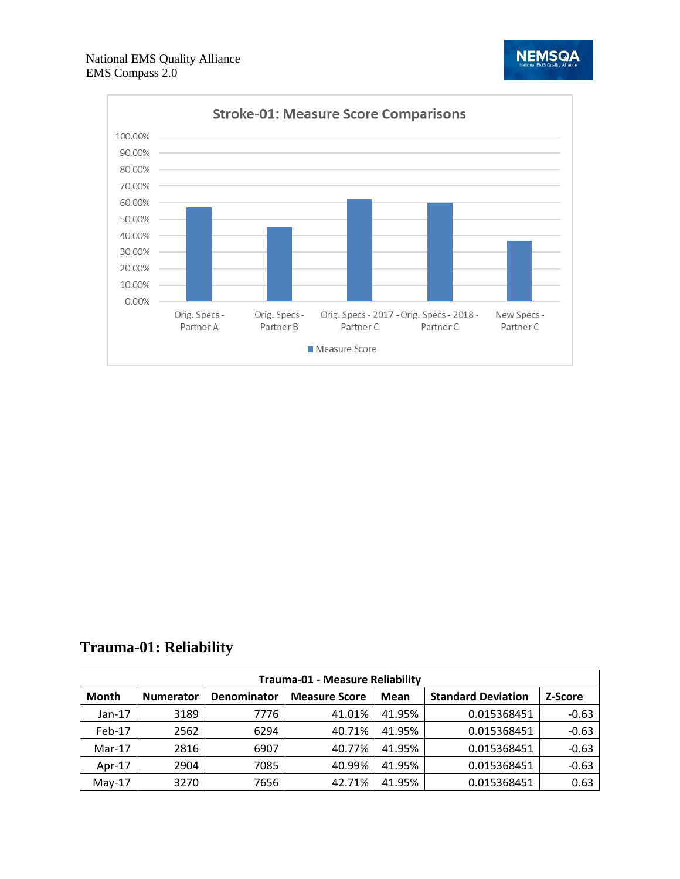Stroke-01: Measure Score Comparisons

| | Measure Score |
|---|---|
| Orig. Specs - Partner A | |
| Orig. Specs - Partner B | |
| Orig. Specs - 2017 - Partner C | |
| Orig. Specs - 2018 - Partner C | |
| New Specs - Partner C | |

## Trauma-01: Reliability

| Trauma-01 - Measure Reliability | | | | | | |
|---|---|---|---|---|---|---|
| **Month** | **Numerator** | **Denominator** | **Measure Score** | **Mean** | **Standard Deviation** | **Z-Score** |
| Jan-17 | 3189 | 7776 | 41.01% | 41.95% | 0.015368451 | -0.63 |
| Feb-17 | 2562 | 6294 | 40.71% | 41.95% | 0.015368451 | -0.63 |
| Mar-17 | 2816 | 6907 | 40.77% | 41.95% | 0.015368451 | -0.63 |
| Apr-17 | 2904 | 7085 | 40.99% | 41.95% | 0.015368451 | -0.63 |
| May-17 | 3270 | 7656 | 42.71% | 41.95% | 0.015368451 | 0.63 |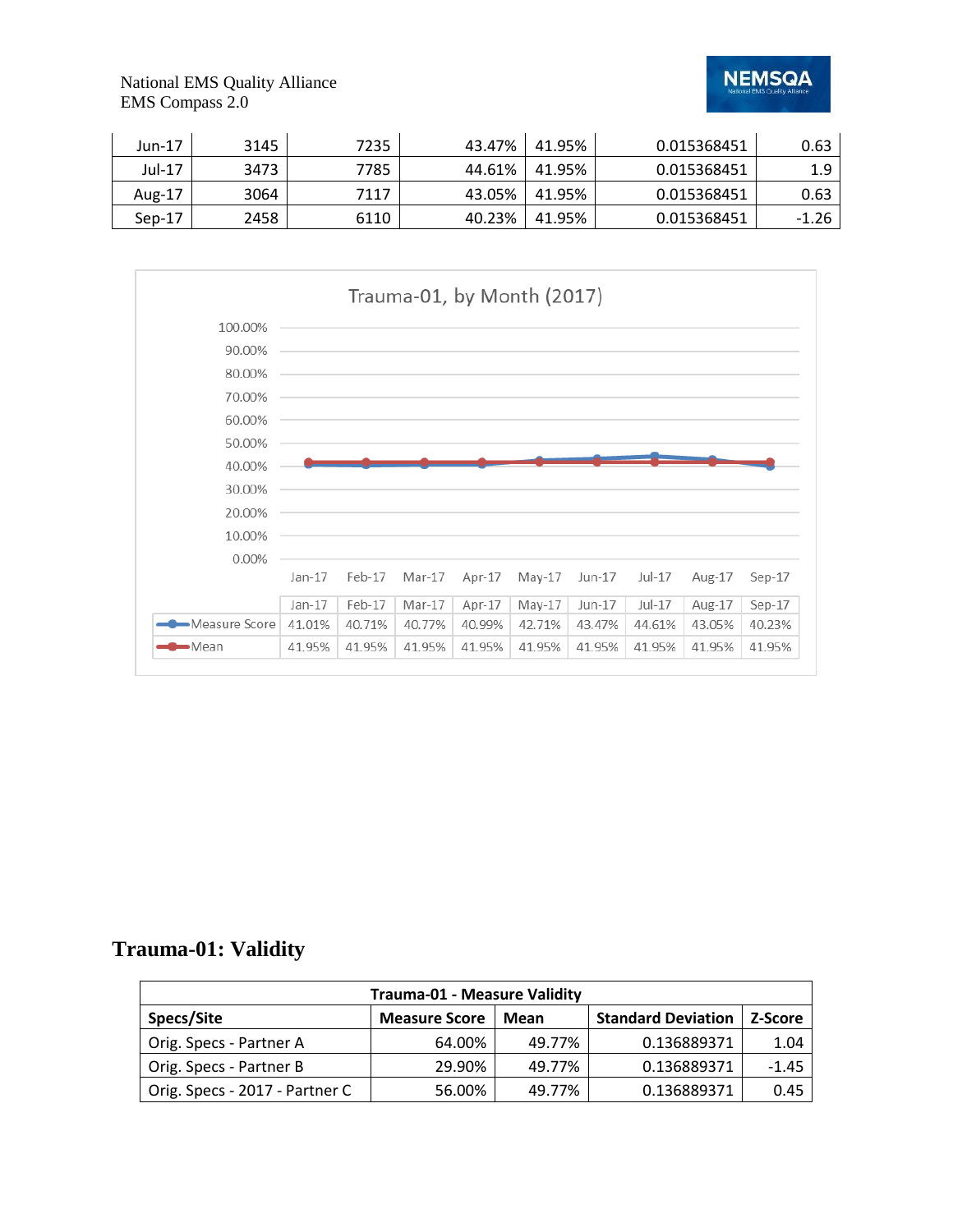| Jun-17 | 3145 | 7235 | 43.47% | 41.95% | 0.015368451 | 0.63 |
|---|---|---|---|---|---|---|
| Jul-17 | 3473 | 7785 | 44.61% | 41.95% | 0.015368451 | 1.9 |
| Aug-17 | 3064 | 7117 | 43.05% | 41.95% | 0.015368451 | 0.63 |
| Sep-17 | 2458 | 6110 | 40.23% | 41.95% | 0.015368451 | -1.26 |

Trauma-01, by Month (2017)

| | Jan-17 | Feb-17 | Mar-17 | Apr-17 | May-17 | Jun-17 | Jul-17 | Aug-17 | Sep-17 |
|---|---|---|---|---|---|---|---|---|---|
| Measure Score | 41.01% | 40.71% | 40.77% | 40.99% | 42.71% | 43.47% | 44.61% | 43.05% | 40.23% |
| Mean | 41.95% | 41.95% | 41.95% | 41.95% | 41.95% | 41.95% | 41.95% | 41.95% | 41.95% |

## Trauma-01: Validity

| Trauma-01 - Measure Validity | | | | |
|---|---|---|---|---|
| **Specs/Site** | **Measure Score** | **Mean** | **Standard Deviation** | **Z-Score** |
| Orig. Specs - Partner A | 64.00% | 49.77% | 0.136889371 | 1.04 |
| Orig. Specs - Partner B | 29.90% | 49.77% | 0.136889371 | -1.45 |
| Orig. Specs - 2017 - Partner C | 56.00% | 49.77% | 0.136889371 | 0.45 |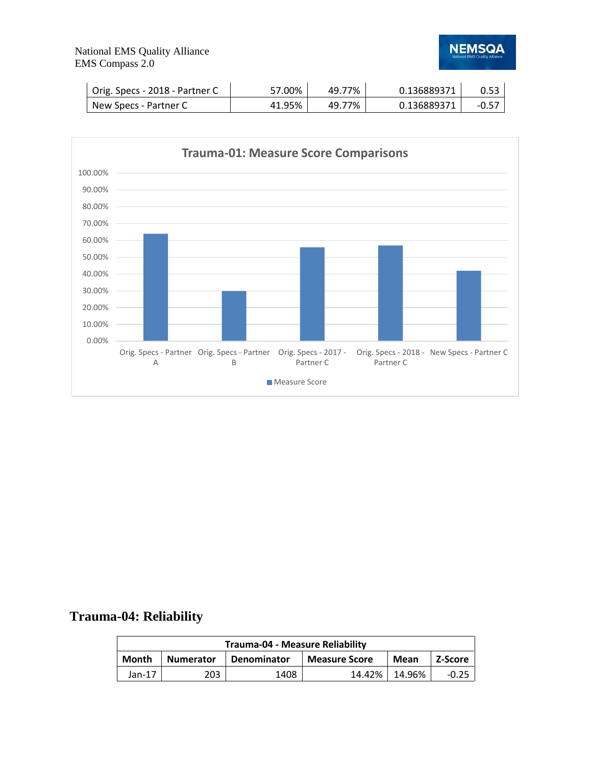| Orig. Specs - 2018 - Partner C | 57.00% | 49.77% | 0.136889371 | 0.53 |
|---|---|---|---|---|
| New Specs - Partner C | 41.95% | 49.77% | 0.136889371 | -0.57 |

**Trauma-01: Measure Score Comparisons**

## Trauma-04: Reliability

| Trauma-04 - Measure Reliability | | | | | |
|---|---|---|---|---|---|
| **Month** | **Numerator** | **Denominator** | **Measure Score** | **Mean** | **Z-Score** |
| Jan-17 | 203 | 1408 | 14.42% | 14.96% | -0.25 |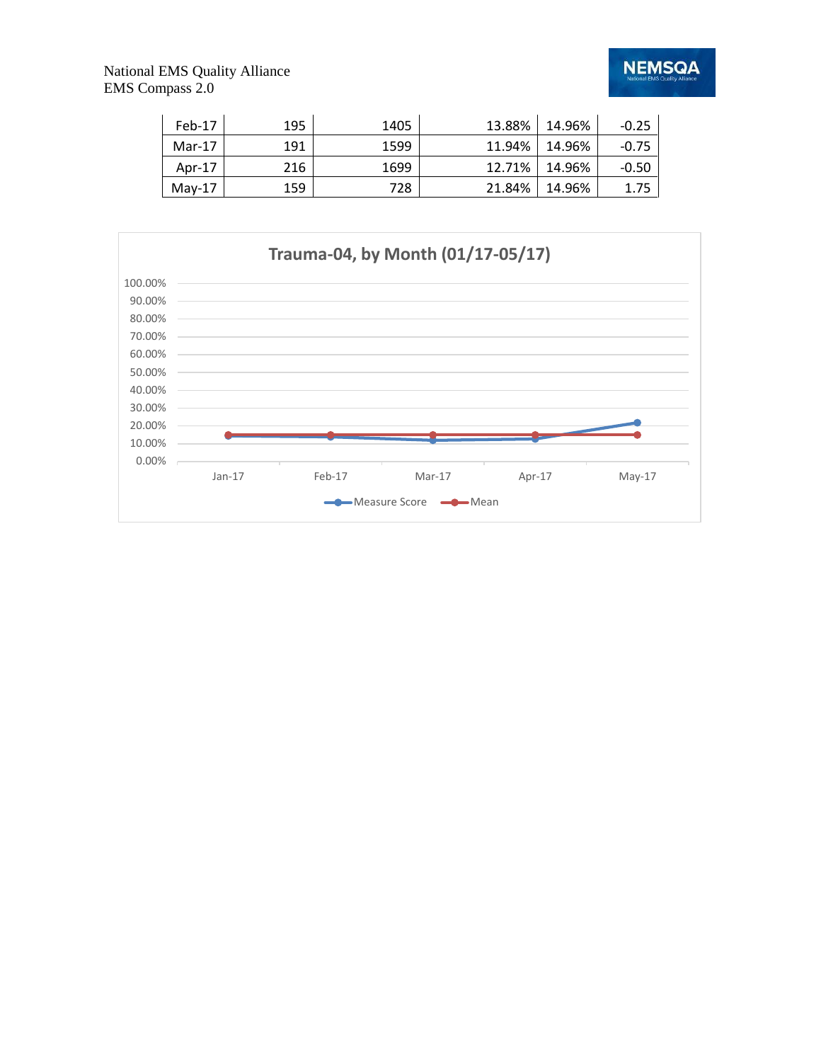| | | | | | |
|---|---|---|---|---|---|
| Feb-17 | 195 | 1405 | 13.88% | 14.96% | -0.25 |
| Mar-17 | 191 | 1599 | 11.94% | 14.96% | -0.75 |
| Apr-17 | 216 | 1699 | 12.71% | 14.96% | -0.50 |
| May-17 | 159 | 728 | 21.84% | 14.96% | 1.75 |

Trauma-04, by Month (01/17-05/17)

100.00%
90.00%
80.00%
70.00%
60.00%
50.00%
40.00%
30.00%
20.00%
10.00%
0.00%

Jan-17 Feb-17 Mar-17 Apr-17 May-17

Measure Score Mean